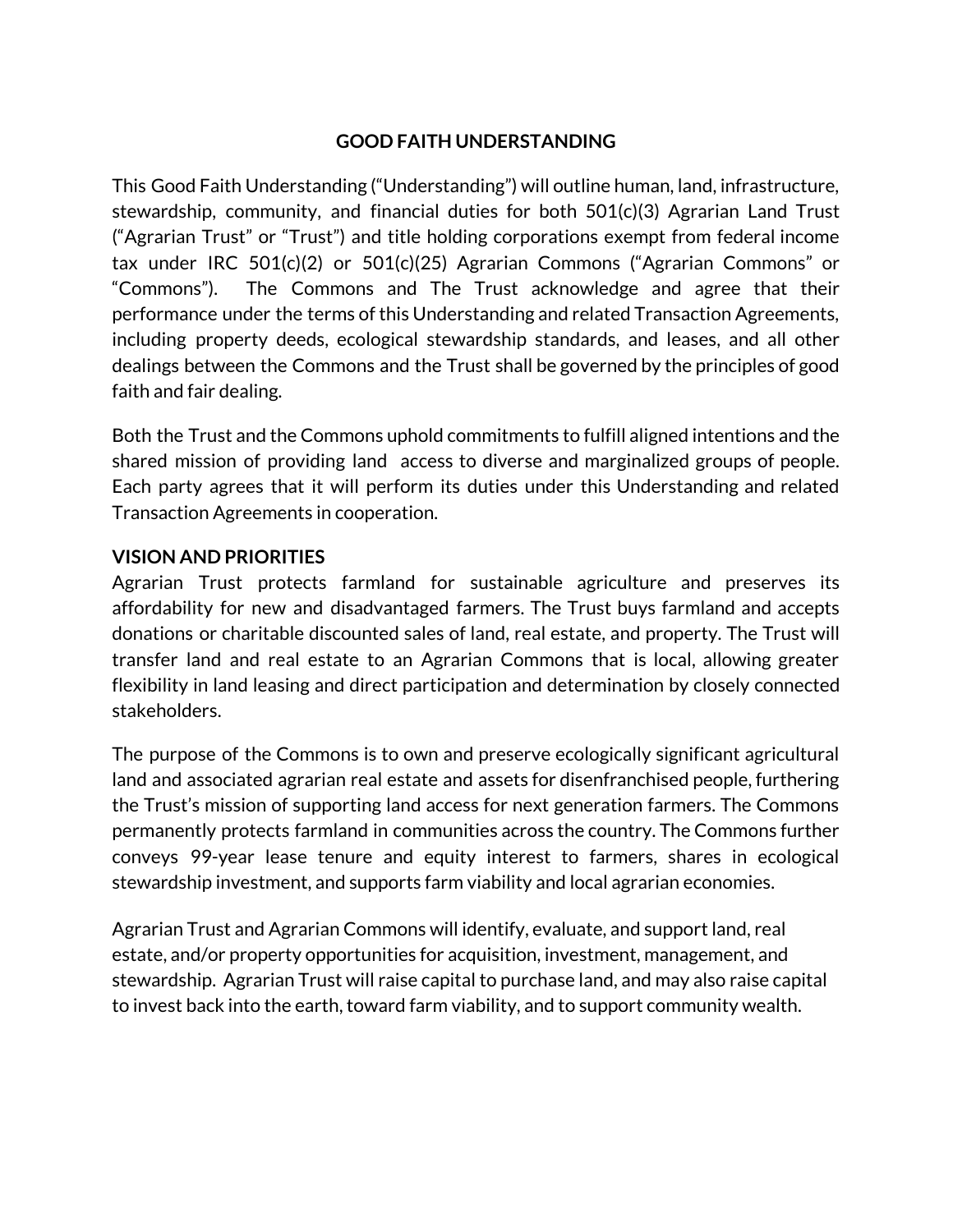# GOOD FAITH UNDERSTANDING

This Good Faith Understanding ("Understanding") will outline human, land, infrastructure, stewardship, community, and financial duties for both 501(c)(3) Agrarian Land Trust ("Agrarian Trust" or "Trust") and title holding corporations exempt from federal income tax under IRC 501(c)(2) or 501(c)(25) Agrarian Commons ("Agrarian Commons" or "Commons"). The Commons and The Trust acknowledge and agree that their performance under the terms of this Understanding and related Transaction Agreements, including property deeds, ecological stewardship standards, and leases, and all other dealings between the Commons and the Trust shall be governed by the principles of good faith and fair dealing.

Both the Trust and the Commons uphold commitments to fulfill aligned intentions and the shared mission of providing land access to diverse and marginalized groups of people. Each party agrees that it will perform its duties under this Understanding and related Transaction Agreements in cooperation.

## VISION AND PRIORITIES

Agrarian Trust protects farmland for sustainable agriculture and preserves its affordability for new and disadvantaged farmers. The Trust buys farmland and accepts donations or charitable discounted sales of land, real estate, and property. The Trust will transfer land and real estate to an Agrarian Commons that is local, allowing greater flexibility in land leasing and direct participation and determination by closely connected stakeholders.

The purpose of the Commons is to own and preserve ecologically significant agricultural land and associated agrarian real estate and assets for disenfranchised people, furthering the Trust's mission of supporting land access for next generation farmers. The Commons permanently protects farmland in communities across the country. The Commons further conveys 99-year lease tenure and equity interest to farmers, shares in ecological stewardship investment, and supports farm viability and local agrarian economies.

Agrarian Trust and Agrarian Commons will identify, evaluate, and support land, real estate, and/or property opportunities for acquisition, investment, management, and stewardship. Agrarian Trust will raise capital to purchase land, and may also raise capital to invest back into the earth, toward farm viability, and to support community wealth.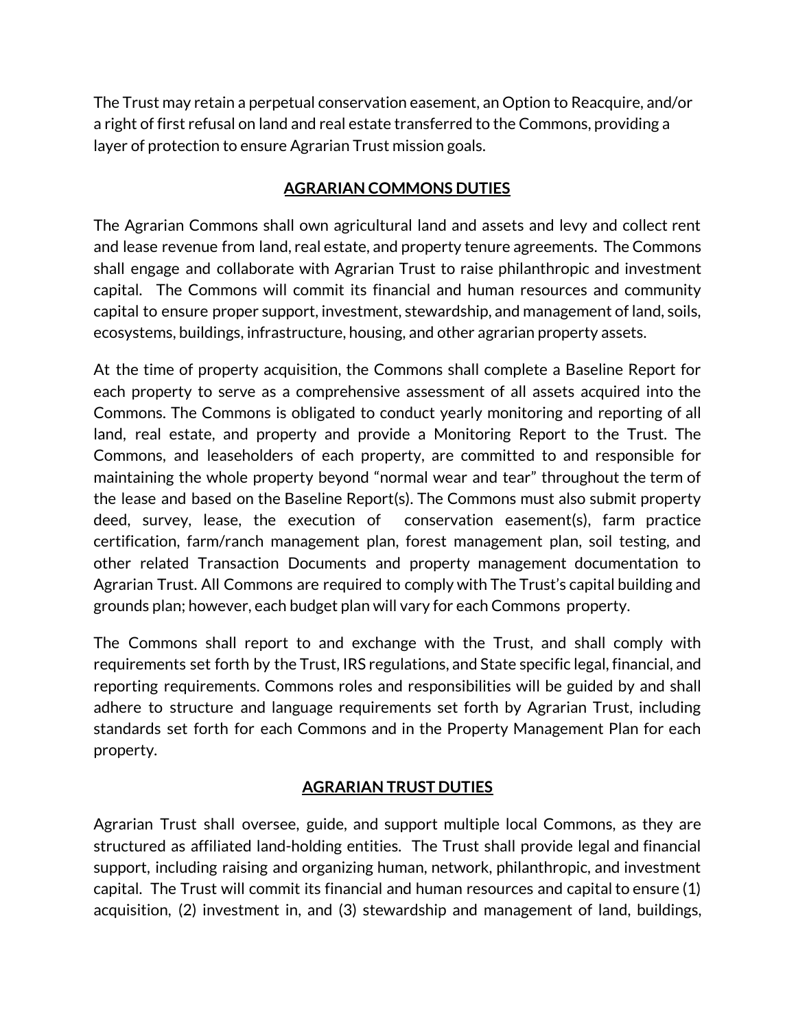The Trust may retain a perpetual conservation easement, an Option to Reacquire, and/or a right of first refusal on land and real estate transferred to the Commons, providing a layer of protection to ensure Agrarian Trust mission goals.

## AGRARIAN COMMONS DUTIES

The Agrarian Commons shall own agricultural land and assets and levy and collect rent and lease revenue from land, real estate, and property tenure agreements. The Commons shall engage and collaborate with Agrarian Trust to raise philanthropic and investment capital. The Commons will commit its financial and human resources and community capital to ensure proper support, investment, stewardship, and management of land, soils, ecosystems, buildings, infrastructure, housing, and other agrarian property assets.

At the time of property acquisition, the Commons shall complete a Baseline Report for each property to serve as a comprehensive assessment of all assets acquired into the Commons. The Commons is obligated to conduct yearly monitoring and reporting of all land, real estate, and property and provide a Monitoring Report to the Trust. The Commons, and leaseholders of each property, are committed to and responsible for maintaining the whole property beyond "normal wear and tear" throughout the term of the lease and based on the Baseline Report(s). The Commons must also submit property deed, survey, lease, the execution of conservation easement(s), farm practice certification, farm/ranch management plan, forest management plan, soil testing, and other related Transaction Documents and property management documentation to Agrarian Trust. All Commons are required to comply with The Trust's capital building and grounds plan; however, each budget plan will vary for each Commons property.

The Commons shall report to and exchange with the Trust, and shall comply with requirements set forth by the Trust, IRS regulations, and State specific legal, financial, and reporting requirements. Commons roles and responsibilities will be guided by and shall adhere to structure and language requirements set forth by Agrarian Trust, including standards set forth for each Commons and in the Property Management Plan for each property.

## AGRARIAN TRUST DUTIES

Agrarian Trust shall oversee, guide, and support multiple local Commons, as they are structured as affiliated land-holding entities. The Trust shall provide legal and financial support, including raising and organizing human, network, philanthropic, and investment capital. The Trust will commit its financial and human resources and capital to ensure (1) acquisition, (2) investment in, and (3) stewardship and management of land, buildings,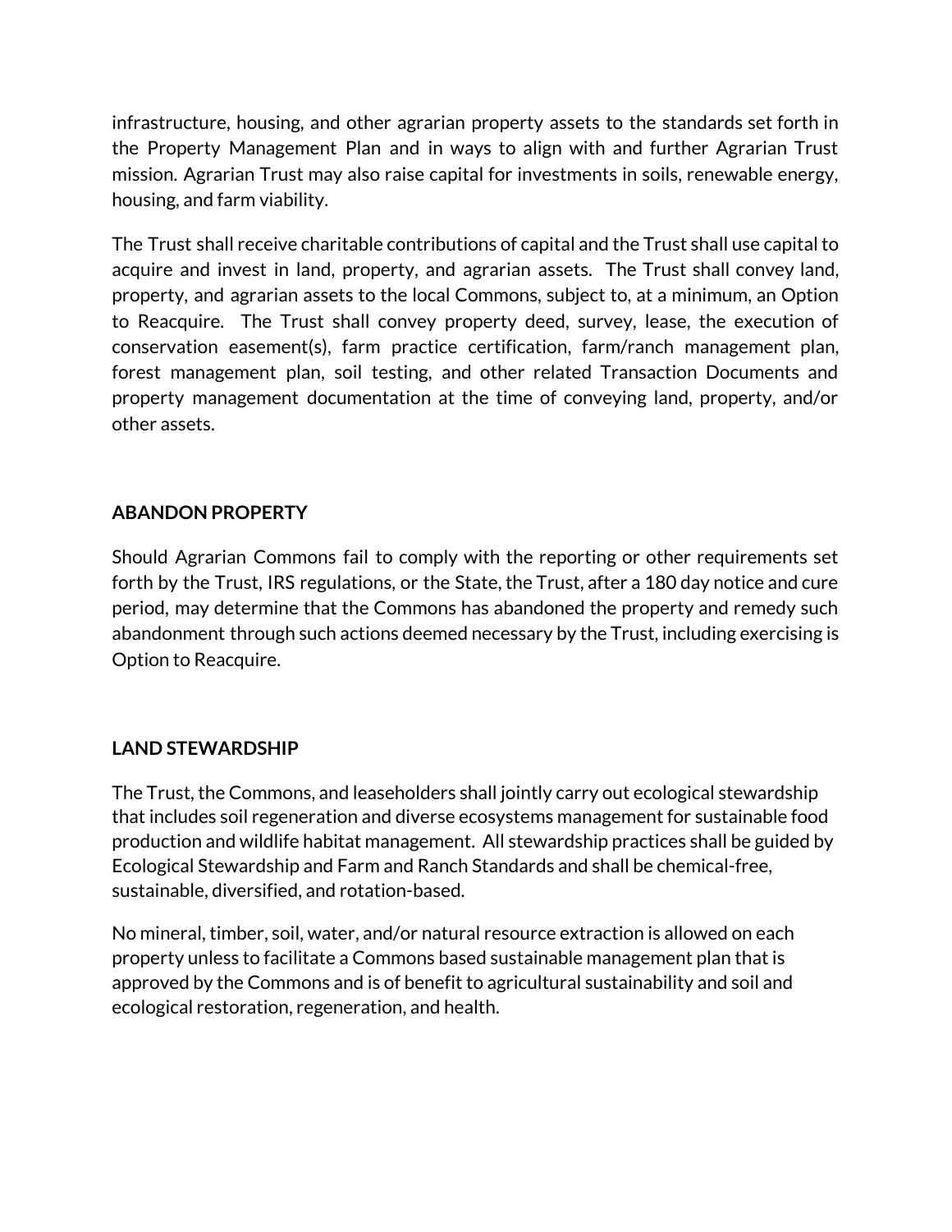infrastructure, housing, and other agrarian property assets to the standards set forth in the Property Management Plan and in ways to align with and further Agrarian Trust mission. Agrarian Trust may also raise capital for investments in soils, renewable energy, housing, and farm viability.

The Trust shall receive charitable contributions of capital and the Trust shall use capital to acquire and invest in land, property, and agrarian assets. The Trust shall convey land, property, and agrarian assets to the local Commons, subject to, at a minimum, an Option to Reacquire. The Trust shall convey property deed, survey, lease, the execution of conservation easement(s), farm practice certification, farm/ranch management plan, forest management plan, soil testing, and other related Transaction Documents and property management documentation at the time of conveying land, property, and/or other assets.

## ABANDON PROPERTY

Should Agrarian Commons fail to comply with the reporting or other requirements set forth by the Trust, IRS regulations, or the State, the Trust, after a 180 day notice and cure period, may determine that the Commons has abandoned the property and remedy such abandonment through such actions deemed necessary by the Trust, including exercising is Option to Reacquire.

## LAND STEWARDSHIP

The Trust, the Commons, and leaseholders shall jointly carry out ecological stewardship that includes soil regeneration and diverse ecosystems management for sustainable food production and wildlife habitat management. All stewardship practices shall be guided by Ecological Stewardship and Farm and Ranch Standards and shall be chemical-free, sustainable, diversified, and rotation-based.

No mineral, timber, soil, water, and/or natural resource extraction is allowed on each property unless to facilitate a Commons based sustainable management plan that is approved by the Commons and is of benefit to agricultural sustainability and soil and ecological restoration, regeneration, and health.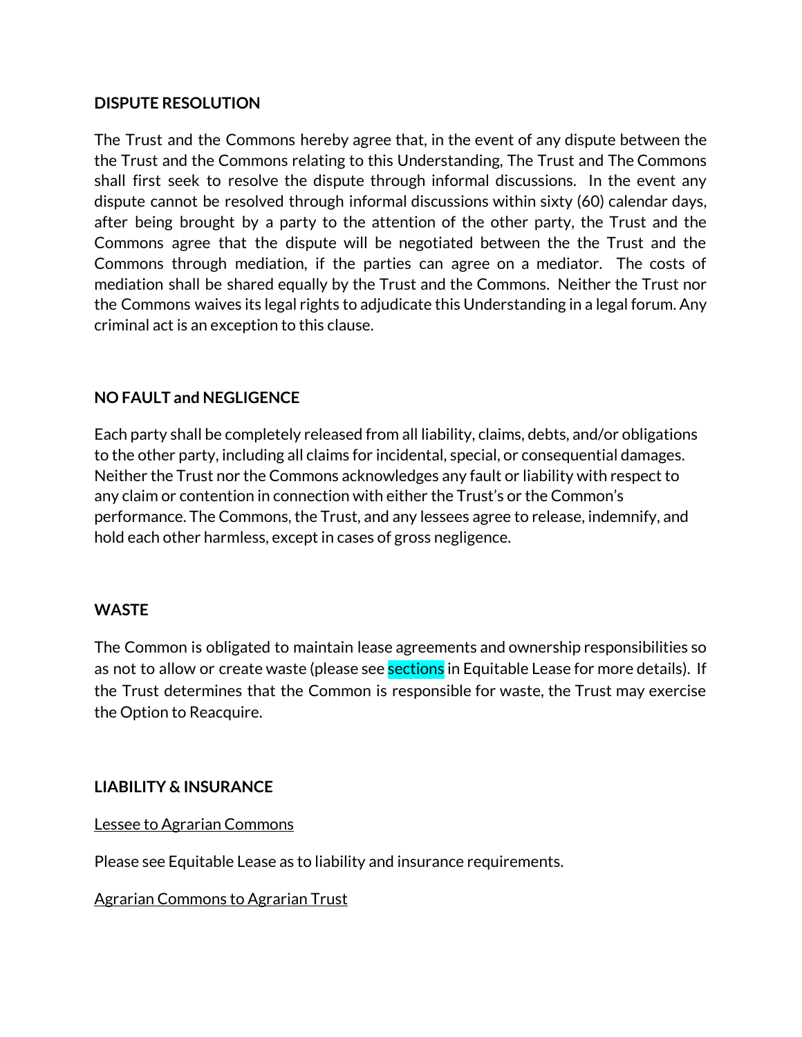**DISPUTE RESOLUTION**

The Trust and the Commons hereby agree that, in the event of any dispute between the the Trust and the Commons relating to this Understanding, The Trust and The Commons shall first seek to resolve the dispute through informal discussions. In the event any dispute cannot be resolved through informal discussions within sixty (60) calendar days, after being brought by a party to the attention of the other party, the Trust and the Commons agree that the dispute will be negotiated between the the Trust and the Commons through mediation, if the parties can agree on a mediator. The costs of mediation shall be shared equally by the Trust and the Commons. Neither the Trust nor the Commons waives its legal rights to adjudicate this Understanding in a legal forum. Any criminal act is an exception to this clause.

**NO FAULT and NEGLIGENCE**

Each party shall be completely released from all liability, claims, debts, and/or obligations to the other party, including all claims for incidental, special, or consequential damages. Neither the Trust nor the Commons acknowledges any fault or liability with respect to any claim or contention in connection with either the Trust's or the Common's performance. The Commons, the Trust, and any lessees agree to release, indemnify, and hold each other harmless, except in cases of gross negligence.

**WASTE**

The Common is obligated to maintain lease agreements and ownership responsibilities so as not to allow or create waste (please see sections in Equitable Lease for more details). If the Trust determines that the Common is responsible for waste, the Trust may exercise the Option to Reacquire.

**LIABILITY & INSURANCE**

<u>Lessee to Agrarian Commons</u>

Please see Equitable Lease as to liability and insurance requirements.

<u>Agrarian Commons to Agrarian Trust</u>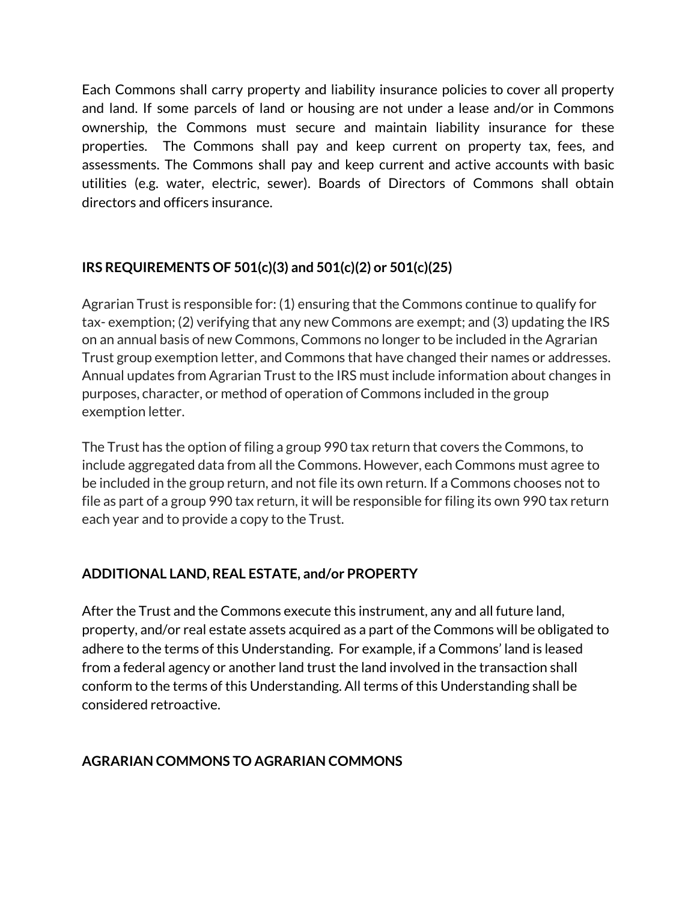Each Commons shall carry property and liability insurance policies to cover all property and land. If some parcels of land or housing are not under a lease and/or in Commons ownership, the Commons must secure and maintain liability insurance for these properties. The Commons shall pay and keep current on property tax, fees, and assessments. The Commons shall pay and keep current and active accounts with basic utilities (e.g. water, electric, sewer). Boards of Directors of Commons shall obtain directors and officers insurance.

## IRS REQUIREMENTS OF 501(c)(3) and 501(c)(2) or 501(c)(25)

Agrarian Trust is responsible for: (1) ensuring that the Commons continue to qualify for tax- exemption; (2) verifying that any new Commons are exempt; and (3) updating the IRS on an annual basis of new Commons, Commons no longer to be included in the Agrarian Trust group exemption letter, and Commons that have changed their names or addresses. Annual updates from Agrarian Trust to the IRS must include information about changes in purposes, character, or method of operation of Commons included in the group exemption letter.

The Trust has the option of filing a group 990 tax return that covers the Commons, to include aggregated data from all the Commons. However, each Commons must agree to be included in the group return, and not file its own return. If a Commons chooses not to file as part of a group 990 tax return, it will be responsible for filing its own 990 tax return each year and to provide a copy to the Trust.

## ADDITIONAL LAND, REAL ESTATE, and/or PROPERTY

After the Trust and the Commons execute this instrument, any and all future land, property, and/or real estate assets acquired as a part of the Commons will be obligated to adhere to the terms of this Understanding. For example, if a Commons' land is leased from a federal agency or another land trust the land involved in the transaction shall conform to the terms of this Understanding. All terms of this Understanding shall be considered retroactive.

## AGRARIAN COMMONS TO AGRARIAN COMMONS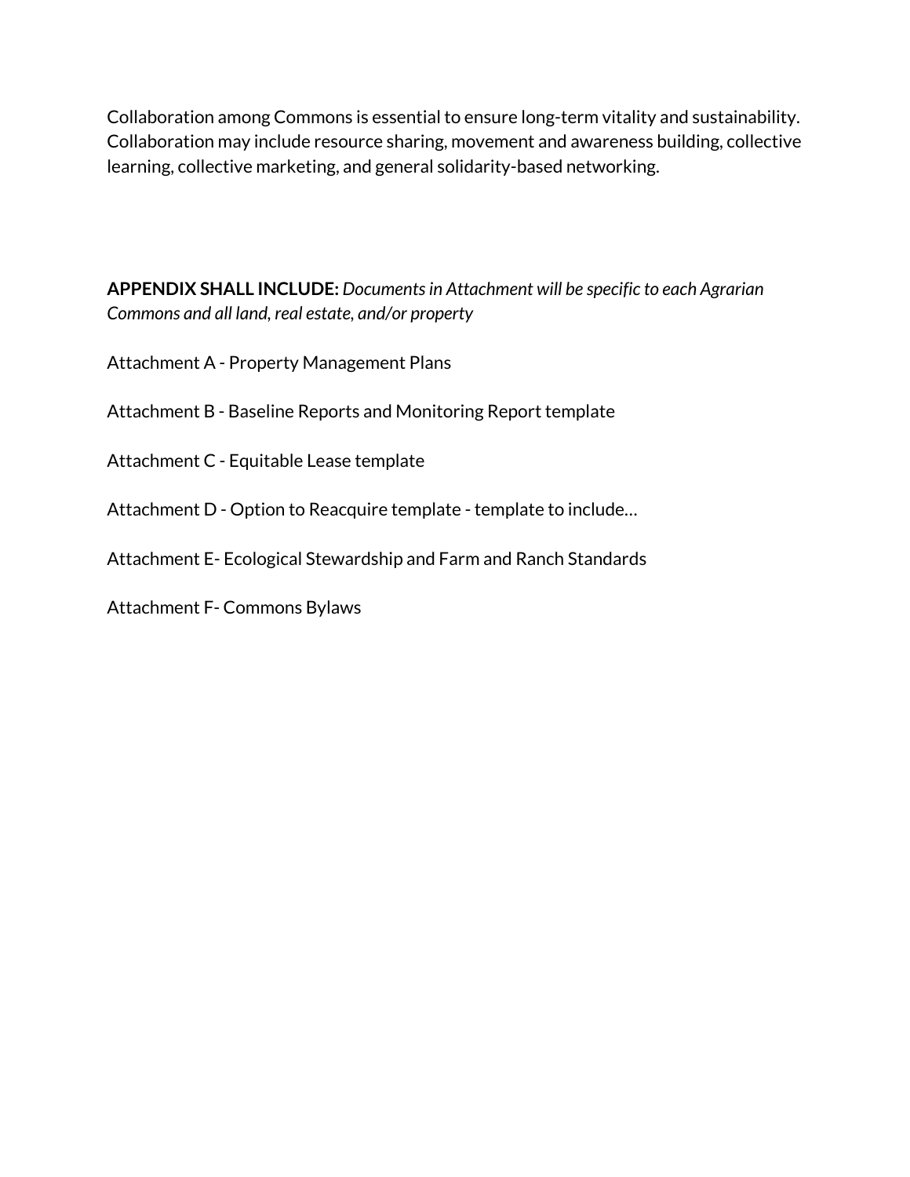Collaboration among Commons is essential to ensure long-term vitality and sustainability. Collaboration may include resource sharing, movement and awareness building, collective learning, collective marketing, and general solidarity-based networking.

**APPENDIX SHALL INCLUDE:** *Documents in Attachment will be specific to each Agrarian Commons and all land, real estate, and/or property*

Attachment A - Property Management Plans

Attachment B - Baseline Reports and Monitoring Report template

Attachment C - Equitable Lease template

Attachment D - Option to Reacquire template - template to include…

Attachment E- Ecological Stewardship and Farm and Ranch Standards

Attachment F- Commons Bylaws